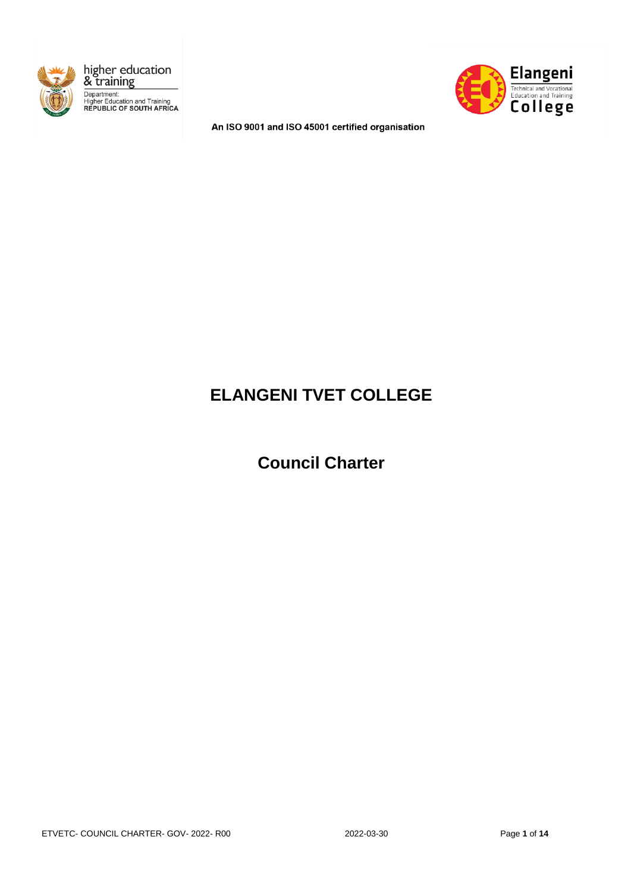higher education & training

Department: Higher Education and Training REPUBLIC OF SOUTH AFRICA

Elangeni Technical and Vocational Education and Training College

An ISO 9001 and ISO 45001 certified organisation

# ELANGENI TVET COLLEGE

## Council Charter

ETVETC- COUNCIL CHARTER- GOV- 2022- R00    2022-03-30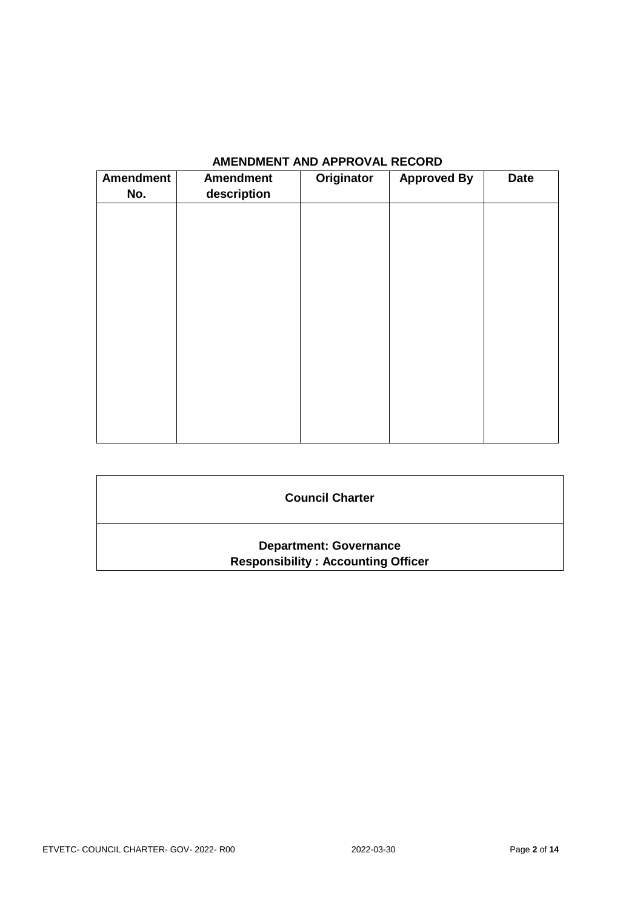## AMENDMENT AND APPROVAL RECORD

| Amendment No. | Amendment description | Originator | Approved By | Date |
|---|---|---|---|---|
| | | | | |

| **Council Charter** |
|---|
| **Department: Governance**<br>**Responsibility : Accounting Officer** |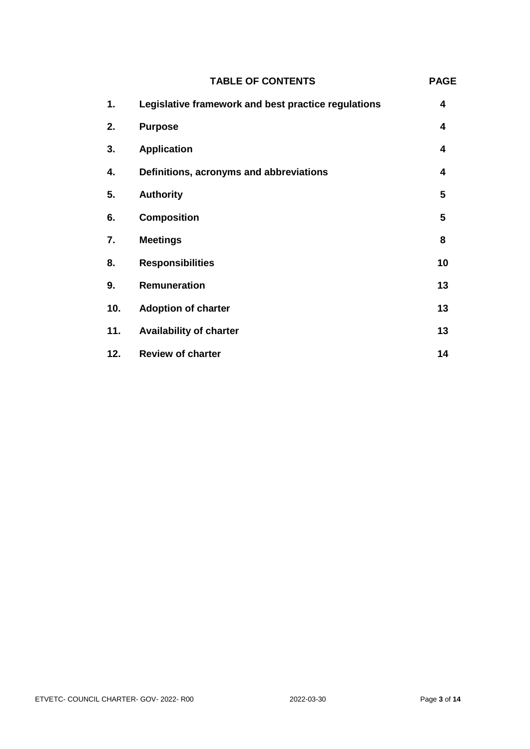## TABLE OF CONTENTS

| | TABLE OF CONTENTS | PAGE |
|---|---|---|
| **1.** | **Legislative framework and best practice regulations** | **4** |
| **2.** | **Purpose** | **4** |
| **3.** | **Application** | **4** |
| **4.** | **Definitions, acronyms and abbreviations** | **4** |
| **5.** | **Authority** | **5** |
| **6.** | **Composition** | **5** |
| **7.** | **Meetings** | **8** |
| **8.** | **Responsibilities** | **10** |
| **9.** | **Remuneration** | **13** |
| **10.** | **Adoption of charter** | **13** |
| **11.** | **Availability of charter** | **13** |
| **12.** | **Review of charter** | **14** |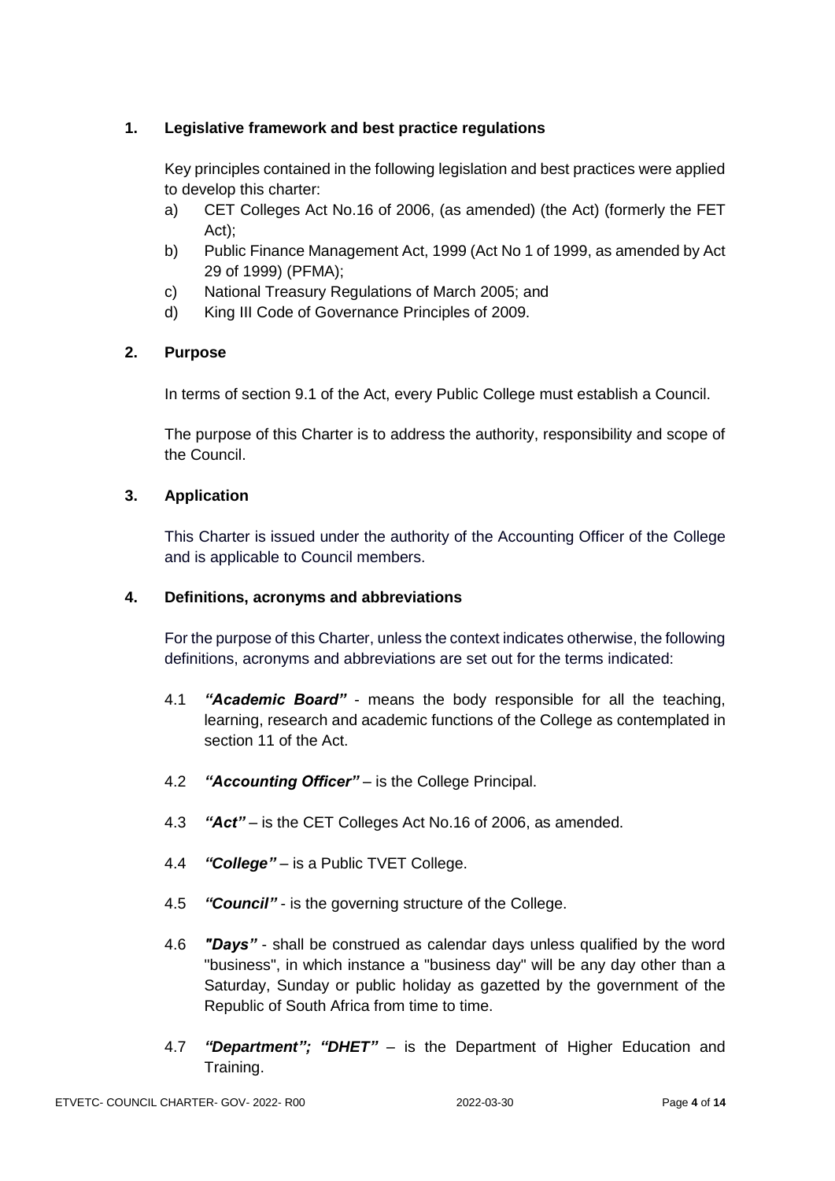## 1. Legislative framework and best practice regulations

Key principles contained in the following legislation and best practices were applied to develop this charter:

a) CET Colleges Act No.16 of 2006, (as amended) (the Act) (formerly the FET Act);
b) Public Finance Management Act, 1999 (Act No 1 of 1999, as amended by Act 29 of 1999) (PFMA);
c) National Treasury Regulations of March 2005; and
d) King III Code of Governance Principles of 2009.

## 2. Purpose

In terms of section 9.1 of the Act, every Public College must establish a Council.

The purpose of this Charter is to address the authority, responsibility and scope of the Council.

## 3. Application

This Charter is issued under the authority of the Accounting Officer of the College and is applicable to Council members.

## 4. Definitions, acronyms and abbreviations

For the purpose of this Charter, unless the context indicates otherwise, the following definitions, acronyms and abbreviations are set out for the terms indicated:

4.1 ***"Academic Board"*** - means the body responsible for all the teaching, learning, research and academic functions of the College as contemplated in section 11 of the Act.

4.2 ***"Accounting Officer"*** – is the College Principal.

4.3 ***"Act"*** – is the CET Colleges Act No.16 of 2006, as amended.

4.4 ***"College"*** – is a Public TVET College.

4.5 ***"Council"*** - is the governing structure of the College.

4.6 ***"Days"*** - shall be construed as calendar days unless qualified by the word "business", in which instance a "business day" will be any day other than a Saturday, Sunday or public holiday as gazetted by the government of the Republic of South Africa from time to time.

4.7 ***"Department"; "DHET"*** – is the Department of Higher Education and Training.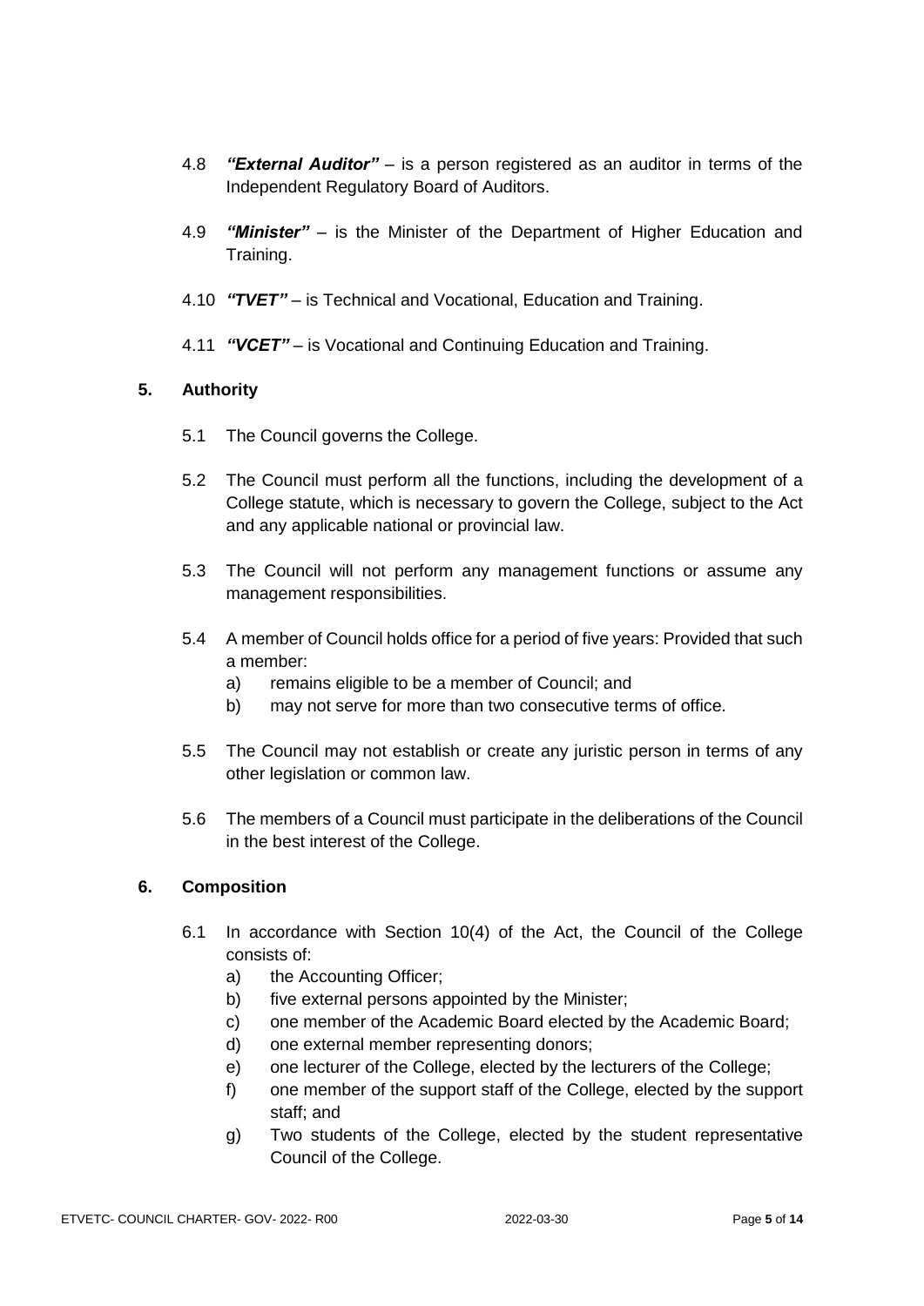4.8 ***"External Auditor"*** – is a person registered as an auditor in terms of the Independent Regulatory Board of Auditors.

4.9 ***"Minister"*** – is the Minister of the Department of Higher Education and Training.

4.10 ***"TVET"*** – is Technical and Vocational, Education and Training.

4.11 ***"VCET"*** – is Vocational and Continuing Education and Training.

## 5. Authority

5.1 The Council governs the College.

5.2 The Council must perform all the functions, including the development of a College statute, which is necessary to govern the College, subject to the Act and any applicable national or provincial law.

5.3 The Council will not perform any management functions or assume any management responsibilities.

5.4 A member of Council holds office for a period of five years: Provided that such a member:

a) remains eligible to be a member of Council; and
b) may not serve for more than two consecutive terms of office.

5.5 The Council may not establish or create any juristic person in terms of any other legislation or common law.

5.6 The members of a Council must participate in the deliberations of the Council in the best interest of the College.

## 6. Composition

6.1 In accordance with Section 10(4) of the Act, the Council of the College consists of:

a) the Accounting Officer;
b) five external persons appointed by the Minister;
c) one member of the Academic Board elected by the Academic Board;
d) one external member representing donors;
e) one lecturer of the College, elected by the lecturers of the College;
f) one member of the support staff of the College, elected by the support staff; and
g) Two students of the College, elected by the student representative Council of the College.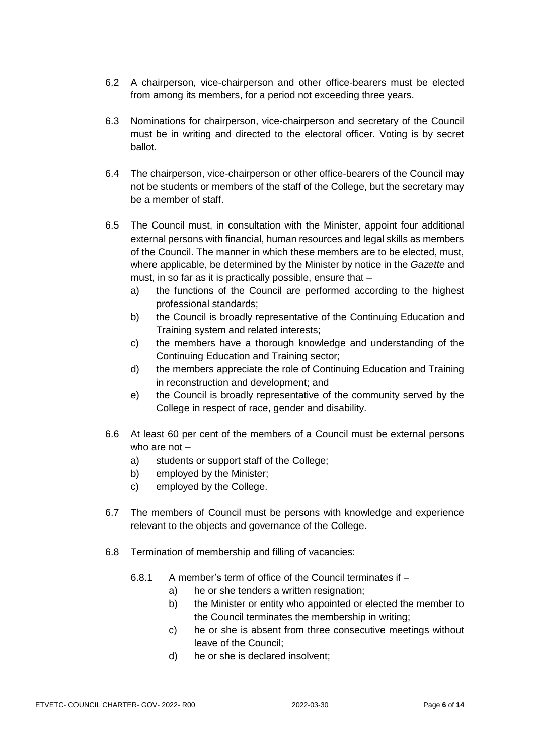6.2 A chairperson, vice-chairperson and other office-bearers must be elected from among its members, for a period not exceeding three years.

6.3 Nominations for chairperson, vice-chairperson and secretary of the Council must be in writing and directed to the electoral officer. Voting is by secret ballot.

6.4 The chairperson, vice-chairperson or other office-bearers of the Council may not be students or members of the staff of the College, but the secretary may be a member of staff.

6.5 The Council must, in consultation with the Minister, appoint four additional external persons with financial, human resources and legal skills as members of the Council. The manner in which these members are to be elected, must, where applicable, be determined by the Minister by notice in the *Gazette* and must, in so far as it is practically possible, ensure that –

   a) the functions of the Council are performed according to the highest professional standards;
   b) the Council is broadly representative of the Continuing Education and Training system and related interests;
   c) the members have a thorough knowledge and understanding of the Continuing Education and Training sector;
   d) the members appreciate the role of Continuing Education and Training in reconstruction and development; and
   e) the Council is broadly representative of the community served by the College in respect of race, gender and disability.

6.6 At least 60 per cent of the members of a Council must be external persons who are not –

   a) students or support staff of the College;
   b) employed by the Minister;
   c) employed by the College.

6.7 The members of Council must be persons with knowledge and experience relevant to the objects and governance of the College.

6.8 Termination of membership and filling of vacancies:

   6.8.1 A member's term of office of the Council terminates if –

      a) he or she tenders a written resignation;
      b) the Minister or entity who appointed or elected the member to the Council terminates the membership in writing;
      c) he or she is absent from three consecutive meetings without leave of the Council;
      d) he or she is declared insolvent;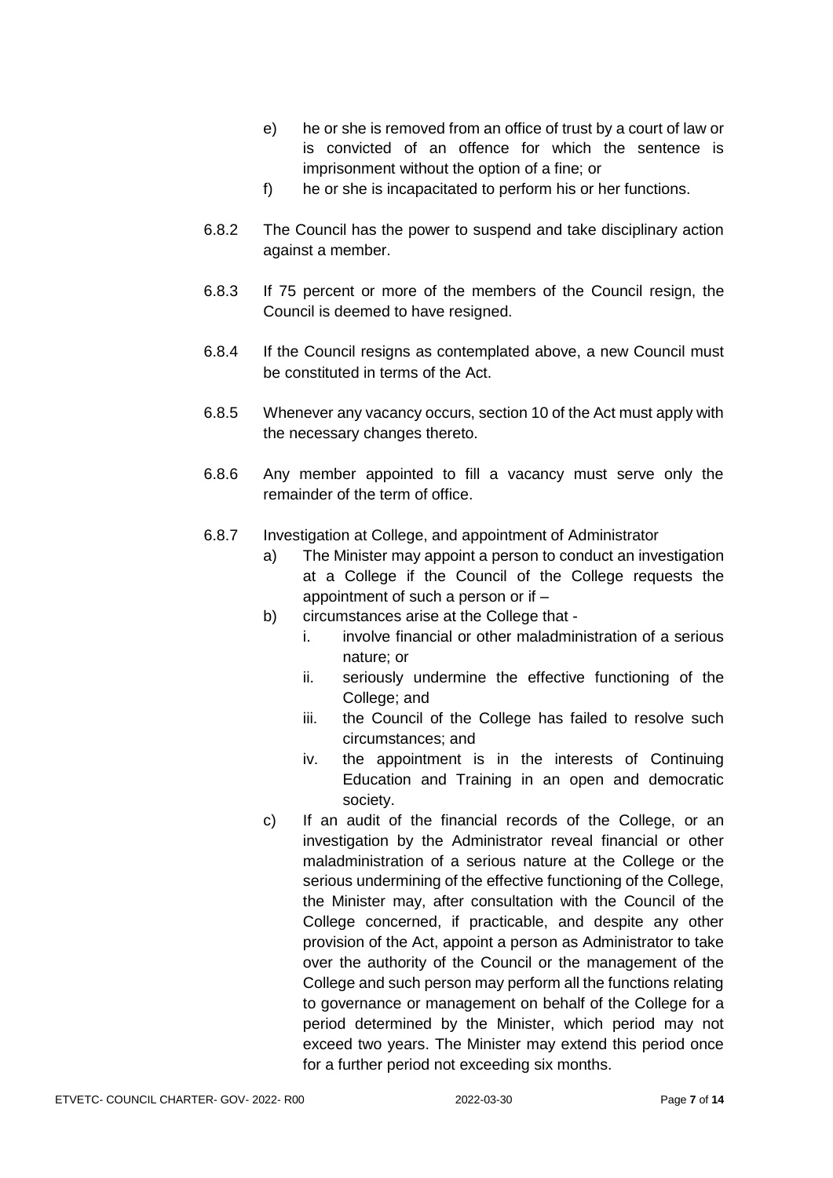e) he or she is removed from an office of trust by a court of law or is convicted of an offence for which the sentence is imprisonment without the option of a fine; or

f) he or she is incapacitated to perform his or her functions.

6.8.2 The Council has the power to suspend and take disciplinary action against a member.

6.8.3 If 75 percent or more of the members of the Council resign, the Council is deemed to have resigned.

6.8.4 If the Council resigns as contemplated above, a new Council must be constituted in terms of the Act.

6.8.5 Whenever any vacancy occurs, section 10 of the Act must apply with the necessary changes thereto.

6.8.6 Any member appointed to fill a vacancy must serve only the remainder of the term of office.

6.8.7 Investigation at College, and appointment of Administrator

a) The Minister may appoint a person to conduct an investigation at a College if the Council of the College requests the appointment of such a person or if –

b) circumstances arise at the College that -
   i. involve financial or other maladministration of a serious nature; or
   ii. seriously undermine the effective functioning of the College; and
   iii. the Council of the College has failed to resolve such circumstances; and
   iv. the appointment is in the interests of Continuing Education and Training in an open and democratic society.

c) If an audit of the financial records of the College, or an investigation by the Administrator reveal financial or other maladministration of a serious nature at the College or the serious undermining of the effective functioning of the College, the Minister may, after consultation with the Council of the College concerned, if practicable, and despite any other provision of the Act, appoint a person as Administrator to take over the authority of the Council or the management of the College and such person may perform all the functions relating to governance or management on behalf of the College for a period determined by the Minister, which period may not exceed two years. The Minister may extend this period once for a further period not exceeding six months.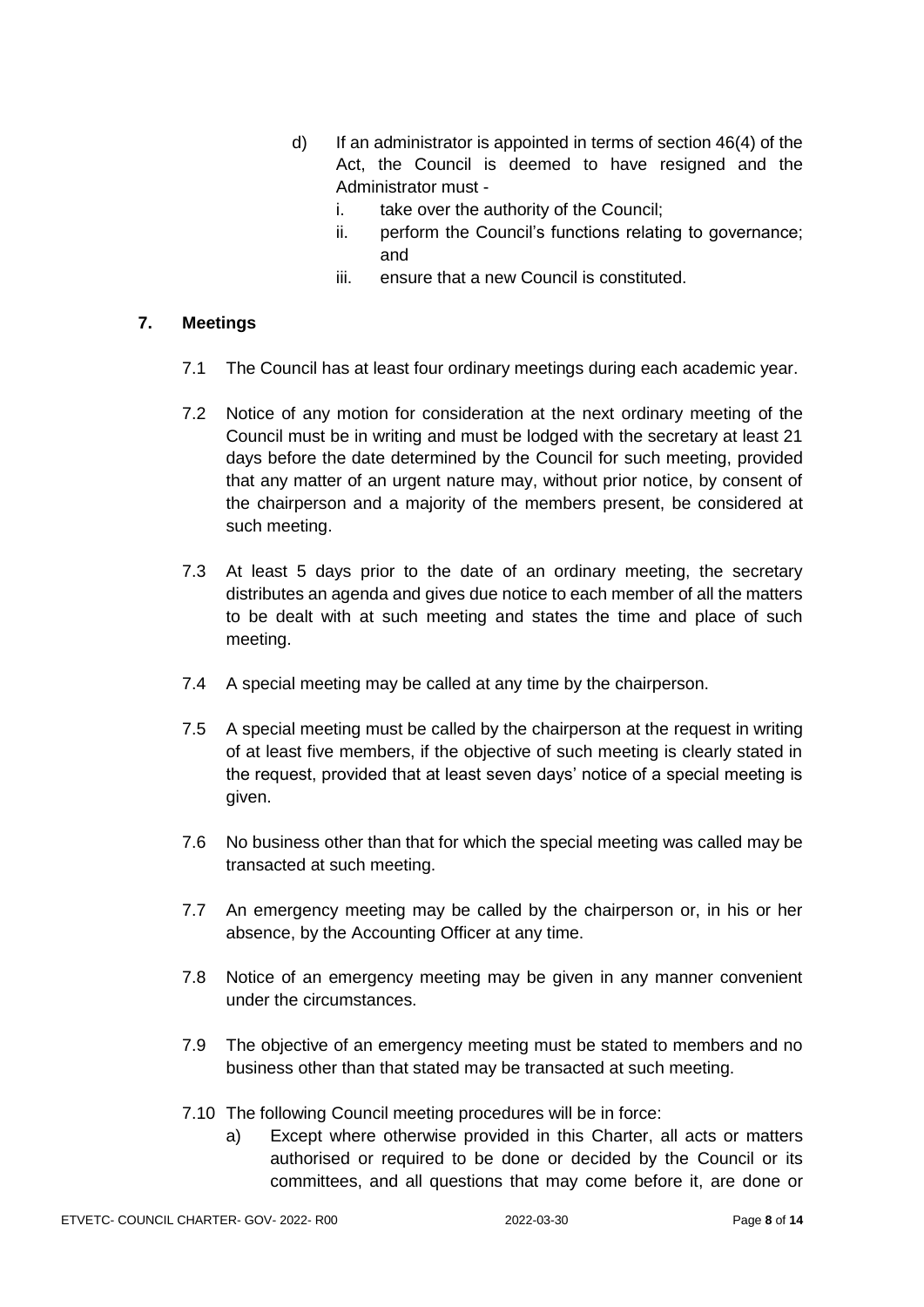d) If an administrator is appointed in terms of section 46(4) of the Act, the Council is deemed to have resigned and the Administrator must -
   i. take over the authority of the Council;
   ii. perform the Council's functions relating to governance; and
   iii. ensure that a new Council is constituted.

## 7. Meetings

7.1 The Council has at least four ordinary meetings during each academic year.

7.2 Notice of any motion for consideration at the next ordinary meeting of the Council must be in writing and must be lodged with the secretary at least 21 days before the date determined by the Council for such meeting, provided that any matter of an urgent nature may, without prior notice, by consent of the chairperson and a majority of the members present, be considered at such meeting.

7.3 At least 5 days prior to the date of an ordinary meeting, the secretary distributes an agenda and gives due notice to each member of all the matters to be dealt with at such meeting and states the time and place of such meeting.

7.4 A special meeting may be called at any time by the chairperson.

7.5 A special meeting must be called by the chairperson at the request in writing of at least five members, if the objective of such meeting is clearly stated in the request, provided that at least seven days' notice of a special meeting is given.

7.6 No business other than that for which the special meeting was called may be transacted at such meeting.

7.7 An emergency meeting may be called by the chairperson or, in his or her absence, by the Accounting Officer at any time.

7.8 Notice of an emergency meeting may be given in any manner convenient under the circumstances.

7.9 The objective of an emergency meeting must be stated to members and no business other than that stated may be transacted at such meeting.

7.10 The following Council meeting procedures will be in force:

a) Except where otherwise provided in this Charter, all acts or matters authorised or required to be done or decided by the Council or its committees, and all questions that may come before it, are done or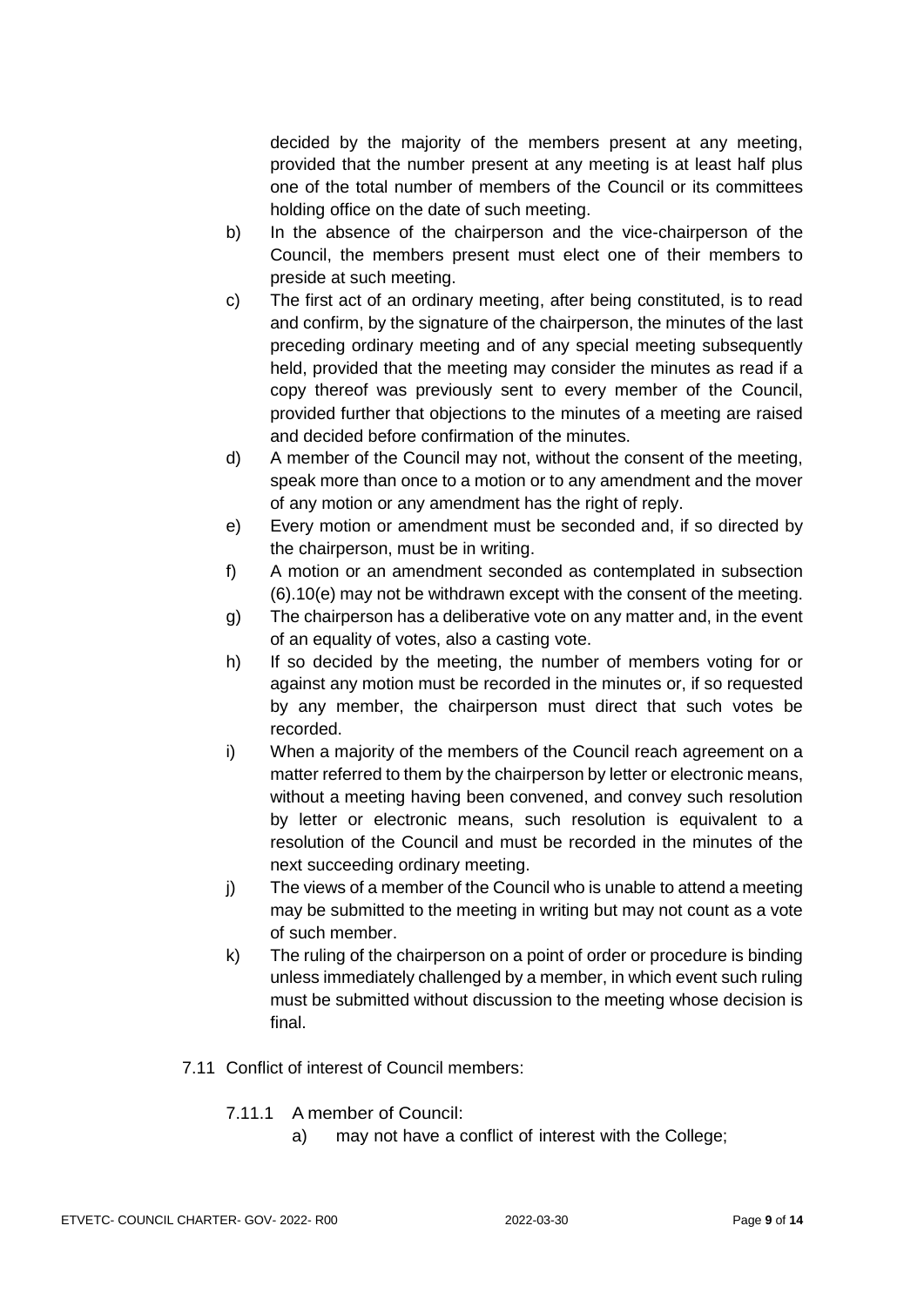decided by the majority of the members present at any meeting, provided that the number present at any meeting is at least half plus one of the total number of members of the Council or its committees holding office on the date of such meeting.

b) In the absence of the chairperson and the vice-chairperson of the Council, the members present must elect one of their members to preside at such meeting.

c) The first act of an ordinary meeting, after being constituted, is to read and confirm, by the signature of the chairperson, the minutes of the last preceding ordinary meeting and of any special meeting subsequently held, provided that the meeting may consider the minutes as read if a copy thereof was previously sent to every member of the Council, provided further that objections to the minutes of a meeting are raised and decided before confirmation of the minutes.

d) A member of the Council may not, without the consent of the meeting, speak more than once to a motion or to any amendment and the mover of any motion or any amendment has the right of reply.

e) Every motion or amendment must be seconded and, if so directed by the chairperson, must be in writing.

f) A motion or an amendment seconded as contemplated in subsection (6).10(e) may not be withdrawn except with the consent of the meeting.

g) The chairperson has a deliberative vote on any matter and, in the event of an equality of votes, also a casting vote.

h) If so decided by the meeting, the number of members voting for or against any motion must be recorded in the minutes or, if so requested by any member, the chairperson must direct that such votes be recorded.

i) When a majority of the members of the Council reach agreement on a matter referred to them by the chairperson by letter or electronic means, without a meeting having been convened, and convey such resolution by letter or electronic means, such resolution is equivalent to a resolution of the Council and must be recorded in the minutes of the next succeeding ordinary meeting.

j) The views of a member of the Council who is unable to attend a meeting may be submitted to the meeting in writing but may not count as a vote of such member.

k) The ruling of the chairperson on a point of order or procedure is binding unless immediately challenged by a member, in which event such ruling must be submitted without discussion to the meeting whose decision is final.

7.11 Conflict of interest of Council members:

7.11.1 A member of Council:

a) may not have a conflict of interest with the College;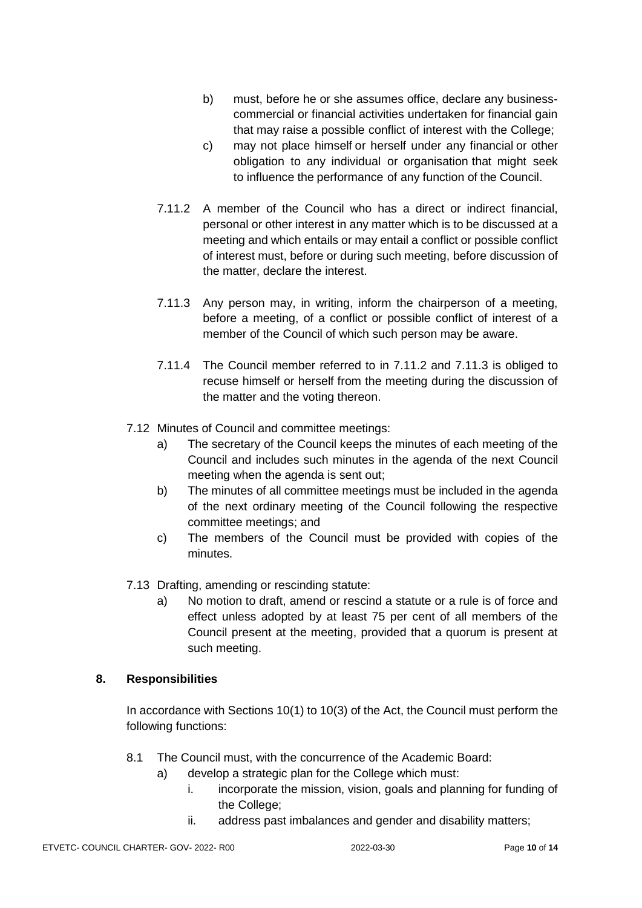b) must, before he or she assumes office, declare any business-commercial or financial activities undertaken for financial gain that may raise a possible conflict of interest with the College;

c) may not place himself or herself under any financial or other obligation to any individual or organisation that might seek to influence the performance of any function of the Council.

7.11.2 A member of the Council who has a direct or indirect financial, personal or other interest in any matter which is to be discussed at a meeting and which entails or may entail a conflict or possible conflict of interest must, before or during such meeting, before discussion of the matter, declare the interest.

7.11.3 Any person may, in writing, inform the chairperson of a meeting, before a meeting, of a conflict or possible conflict of interest of a member of the Council of which such person may be aware.

7.11.4 The Council member referred to in 7.11.2 and 7.11.3 is obliged to recuse himself or herself from the meeting during the discussion of the matter and the voting thereon.

7.12 Minutes of Council and committee meetings:

a) The secretary of the Council keeps the minutes of each meeting of the Council and includes such minutes in the agenda of the next Council meeting when the agenda is sent out;

b) The minutes of all committee meetings must be included in the agenda of the next ordinary meeting of the Council following the respective committee meetings; and

c) The members of the Council must be provided with copies of the minutes.

7.13 Drafting, amending or rescinding statute:

a) No motion to draft, amend or rescind a statute or a rule is of force and effect unless adopted by at least 75 per cent of all members of the Council present at the meeting, provided that a quorum is present at such meeting.

## 8. Responsibilities

In accordance with Sections 10(1) to 10(3) of the Act, the Council must perform the following functions:

8.1 The Council must, with the concurrence of the Academic Board:

a) develop a strategic plan for the College which must:

i. incorporate the mission, vision, goals and planning for funding of the College;

ii. address past imbalances and gender and disability matters;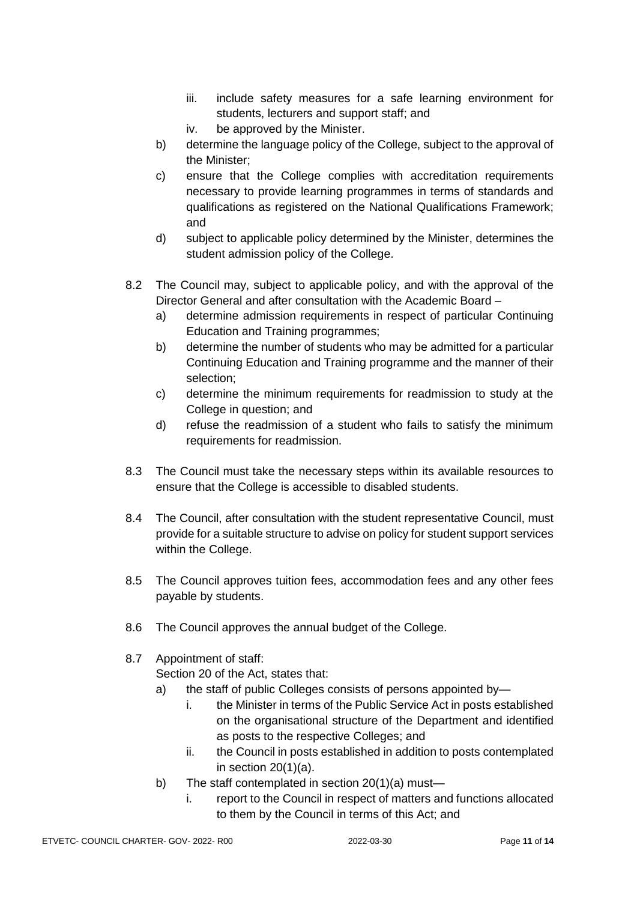iii. include safety measures for a safe learning environment for students, lecturers and support staff; and

   iv. be approved by the Minister.

b) determine the language policy of the College, subject to the approval of the Minister;

c) ensure that the College complies with accreditation requirements necessary to provide learning programmes in terms of standards and qualifications as registered on the National Qualifications Framework; and

d) subject to applicable policy determined by the Minister, determines the student admission policy of the College.

8.2 The Council may, subject to applicable policy, and with the approval of the Director General and after consultation with the Academic Board –

   a) determine admission requirements in respect of particular Continuing Education and Training programmes;

   b) determine the number of students who may be admitted for a particular Continuing Education and Training programme and the manner of their selection;

   c) determine the minimum requirements for readmission to study at the College in question; and

   d) refuse the readmission of a student who fails to satisfy the minimum requirements for readmission.

8.3 The Council must take the necessary steps within its available resources to ensure that the College is accessible to disabled students.

8.4 The Council, after consultation with the student representative Council, must provide for a suitable structure to advise on policy for student support services within the College.

8.5 The Council approves tuition fees, accommodation fees and any other fees payable by students.

8.6 The Council approves the annual budget of the College.

8.7 Appointment of staff:
Section 20 of the Act, states that:

   a) the staff of public Colleges consists of persons appointed by—

      i. the Minister in terms of the Public Service Act in posts established on the organisational structure of the Department and identified as posts to the respective Colleges; and

      ii. the Council in posts established in addition to posts contemplated in section 20(1)(a).

   b) The staff contemplated in section 20(1)(a) must—

      i. report to the Council in respect of matters and functions allocated to them by the Council in terms of this Act; and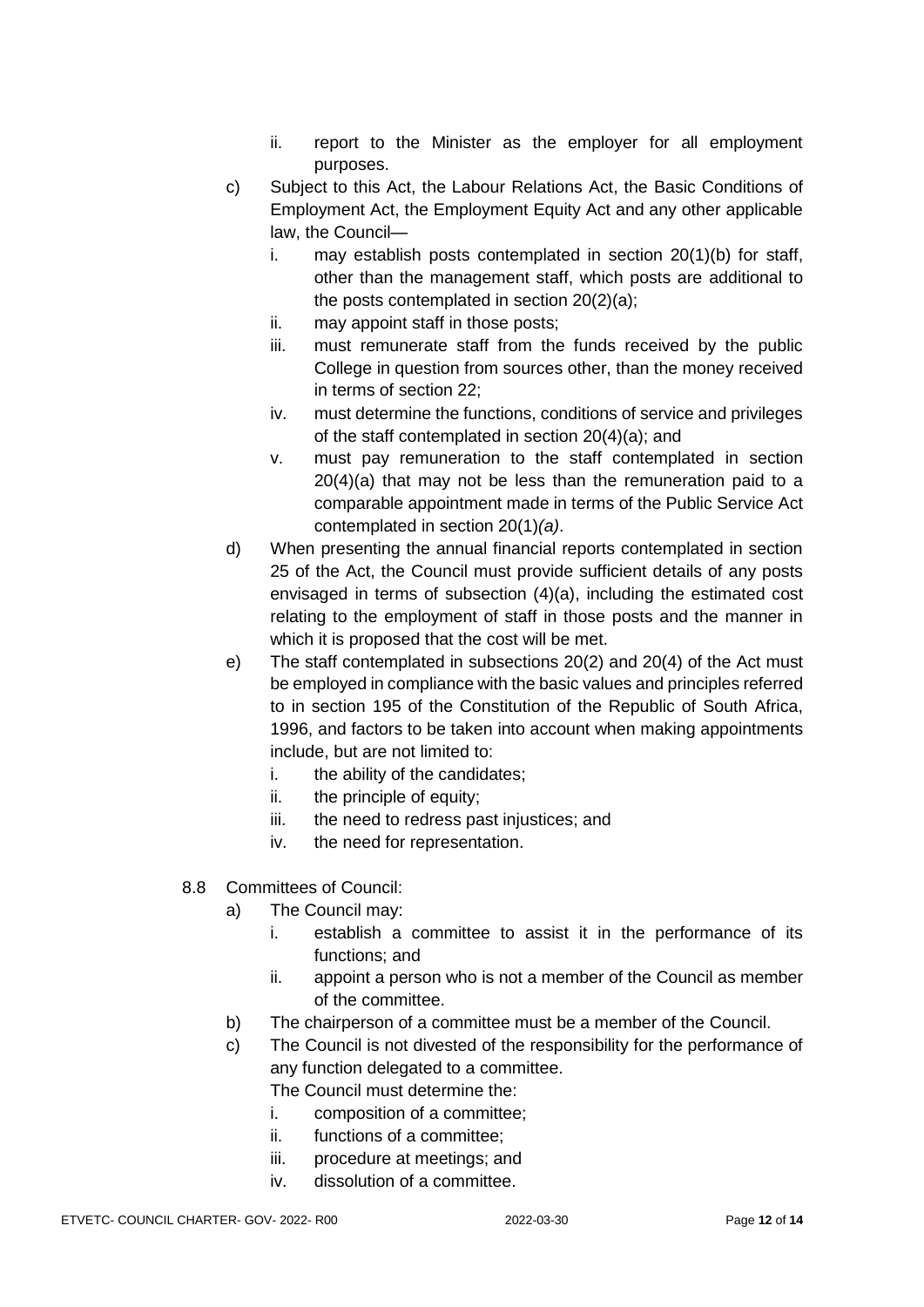ii. report to the Minister as the employer for all employment purposes.

c) Subject to this Act, the Labour Relations Act, the Basic Conditions of Employment Act, the Employment Equity Act and any other applicable law, the Council—
   i. may establish posts contemplated in section 20(1)(b) for staff, other than the management staff, which posts are additional to the posts contemplated in section 20(2)(a);
   ii. may appoint staff in those posts;
   iii. must remunerate staff from the funds received by the public College in question from sources other, than the money received in terms of section 22;
   iv. must determine the functions, conditions of service and privileges of the staff contemplated in section 20(4)(a); and
   v. must pay remuneration to the staff contemplated in section 20(4)(a) that may not be less than the remuneration paid to a comparable appointment made in terms of the Public Service Act contemplated in section 20(1)*(a)*.

d) When presenting the annual financial reports contemplated in section 25 of the Act, the Council must provide sufficient details of any posts envisaged in terms of subsection (4)(a), including the estimated cost relating to the employment of staff in those posts and the manner in which it is proposed that the cost will be met.

e) The staff contemplated in subsections 20(2) and 20(4) of the Act must be employed in compliance with the basic values and principles referred to in section 195 of the Constitution of the Republic of South Africa, 1996, and factors to be taken into account when making appointments include, but are not limited to:
   i. the ability of the candidates;
   ii. the principle of equity;
   iii. the need to redress past injustices; and
   iv. the need for representation.

8.8 Committees of Council:

a) The Council may:
   i. establish a committee to assist it in the performance of its functions; and
   ii. appoint a person who is not a member of the Council as member of the committee.

b) The chairperson of a committee must be a member of the Council.

c) The Council is not divested of the responsibility for the performance of any function delegated to a committee.
   The Council must determine the:
   i. composition of a committee;
   ii. functions of a committee;
   iii. procedure at meetings; and
   iv. dissolution of a committee.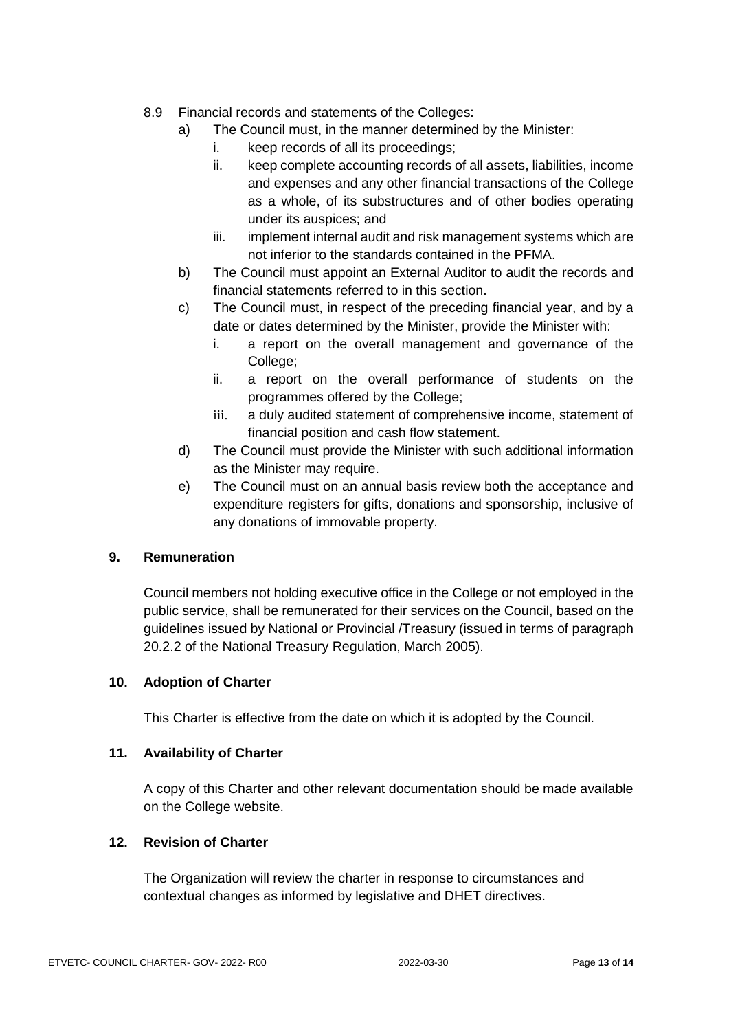8.9 Financial records and statements of the Colleges:

a) The Council must, in the manner determined by the Minister:
   i. keep records of all its proceedings;
   ii. keep complete accounting records of all assets, liabilities, income and expenses and any other financial transactions of the College as a whole, of its substructures and of other bodies operating under its auspices; and
   iii. implement internal audit and risk management systems which are not inferior to the standards contained in the PFMA.

b) The Council must appoint an External Auditor to audit the records and financial statements referred to in this section.

c) The Council must, in respect of the preceding financial year, and by a date or dates determined by the Minister, provide the Minister with:
   i. a report on the overall management and governance of the College;
   ii. a report on the overall performance of students on the programmes offered by the College;
   iii. a duly audited statement of comprehensive income, statement of financial position and cash flow statement.

d) The Council must provide the Minister with such additional information as the Minister may require.

e) The Council must on an annual basis review both the acceptance and expenditure registers for gifts, donations and sponsorship, inclusive of any donations of immovable property.

## 9. Remuneration

Council members not holding executive office in the College or not employed in the public service, shall be remunerated for their services on the Council, based on the guidelines issued by National or Provincial /Treasury (issued in terms of paragraph 20.2.2 of the National Treasury Regulation, March 2005).

## 10. Adoption of Charter

This Charter is effective from the date on which it is adopted by the Council.

## 11. Availability of Charter

A copy of this Charter and other relevant documentation should be made available on the College website.

## 12. Revision of Charter

The Organization will review the charter in response to circumstances and contextual changes as informed by legislative and DHET directives.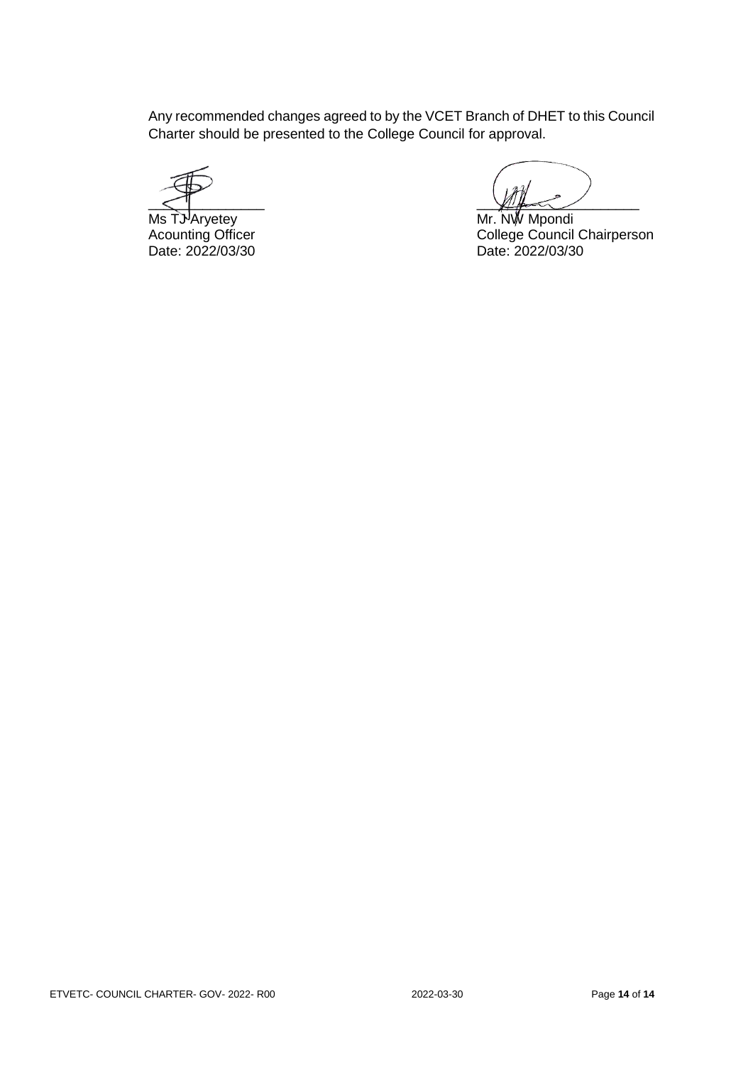Any recommended changes agreed to by the VCET Branch of DHET to this Council Charter should be presented to the College Council for approval.

\_\_\_\_\_\_\_\_\_\_\_\_\_\_\_\_
Ms TJ Aryetey
Acounting Officer
Date: 2022/03/30

\_\_\_\_\_\_\_\_\_\_\_\_\_\_\_\_\_\_\_\_\_\_
Mr. NW Mpondi
College Council Chairperson
Date: 2022/03/30